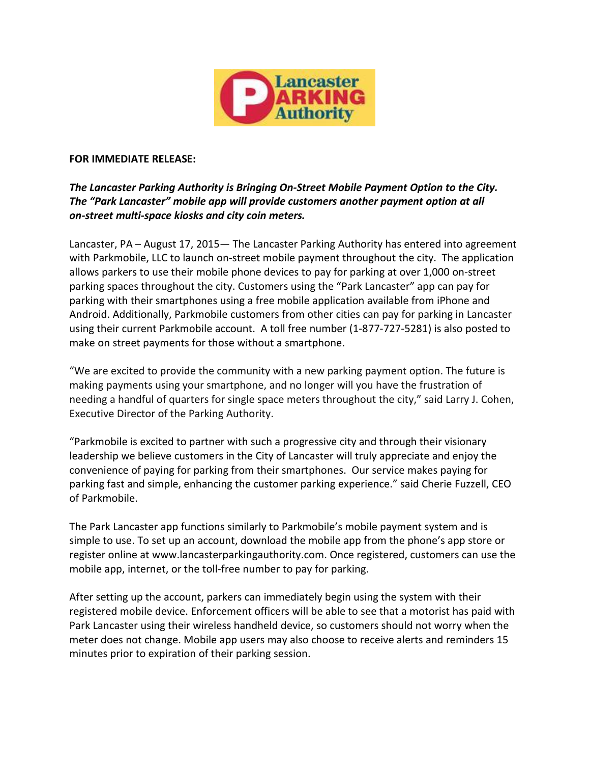**FOR IMMEDIATE RELEASE:**

***The Lancaster Parking Authority is Bringing On-Street Mobile Payment Option to the City. The "Park Lancaster" mobile app will provide customers another payment option at all on-street multi-space kiosks and city coin meters.***

Lancaster, PA – August 17, 2015— The Lancaster Parking Authority has entered into agreement with Parkmobile, LLC to launch on-street mobile payment throughout the city. The application allows parkers to use their mobile phone devices to pay for parking at over 1,000 on-street parking spaces throughout the city. Customers using the "Park Lancaster" app can pay for parking with their smartphones using a free mobile application available from iPhone and Android. Additionally, Parkmobile customers from other cities can pay for parking in Lancaster using their current Parkmobile account. A toll free number (1-877-727-5281) is also posted to make on street payments for those without a smartphone.

"We are excited to provide the community with a new parking payment option. The future is making payments using your smartphone, and no longer will you have the frustration of needing a handful of quarters for single space meters throughout the city," said Larry J. Cohen, Executive Director of the Parking Authority.

"Parkmobile is excited to partner with such a progressive city and through their visionary leadership we believe customers in the City of Lancaster will truly appreciate and enjoy the convenience of paying for parking from their smartphones. Our service makes paying for parking fast and simple, enhancing the customer parking experience." said Cherie Fuzzell, CEO of Parkmobile.

The Park Lancaster app functions similarly to Parkmobile's mobile payment system and is simple to use. To set up an account, download the mobile app from the phone's app store or register online at www.lancasterparkingauthority.com. Once registered, customers can use the mobile app, internet, or the toll-free number to pay for parking.

After setting up the account, parkers can immediately begin using the system with their registered mobile device. Enforcement officers will be able to see that a motorist has paid with Park Lancaster using their wireless handheld device, so customers should not worry when the meter does not change. Mobile app users may also choose to receive alerts and reminders 15 minutes prior to expiration of their parking session.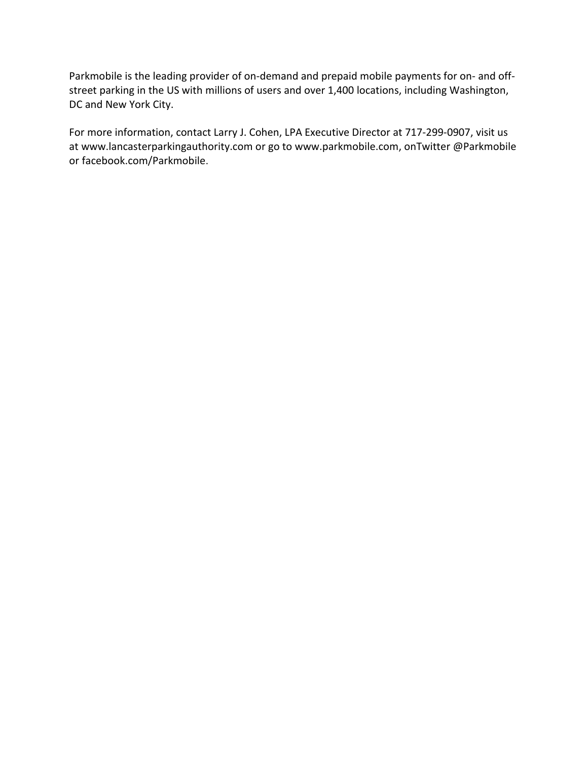Parkmobile is the leading provider of on-demand and prepaid mobile payments for on- and off-street parking in the US with millions of users and over 1,400 locations, including Washington, DC and New York City.

For more information, contact Larry J. Cohen, LPA Executive Director at 717-299-0907, visit us at www.lancasterparkingauthority.com or go to www.parkmobile.com, onTwitter @Parkmobile or facebook.com/Parkmobile.